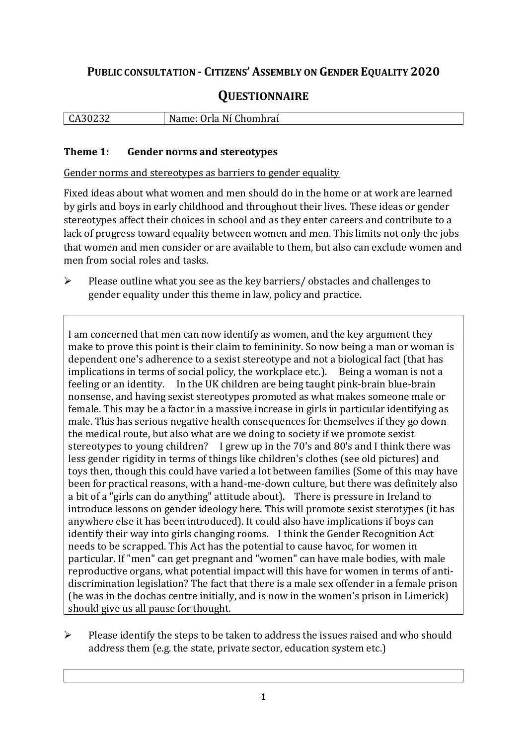# PUBLIC CONSULTATION - CITIZENS' ASSEMBLY ON GENDER EQUALITY 2020

## QUESTIONNAIRE

| CA30232 | Name: Orla Ní Chomhraí |
|---|---|

### Theme 1: Gender norms and stereotypes

Gender norms and stereotypes as barriers to gender equality

Fixed ideas about what women and men should do in the home or at work are learned by girls and boys in early childhood and throughout their lives. These ideas or gender stereotypes affect their choices in school and as they enter careers and contribute to a lack of progress toward equality between women and men. This limits not only the jobs that women and men consider or are available to them, but also can exclude women and men from social roles and tasks.

- Please outline what you see as the key barriers/ obstacles and challenges to gender equality under this theme in law, policy and practice.

I am concerned that men can now identify as women, and the key argument they make to prove this point is their claim to femininity. So now being a man or woman is dependent one's adherence to a sexist stereotype and not a biological fact (that has implications in terms of social policy, the workplace etc.). Being a woman is not a feeling or an identity. In the UK children are being taught pink-brain blue-brain nonsense, and having sexist stereotypes promoted as what makes someone male or female. This may be a factor in a massive increase in girls in particular identifying as male. This has serious negative health consequences for themselves if they go down the medical route, but also what are we doing to society if we promote sexist stereotypes to young children? I grew up in the 70's and 80's and I think there was less gender rigidity in terms of things like children's clothes (see old pictures) and toys then, though this could have varied a lot between families (Some of this may have been for practical reasons, with a hand-me-down culture, but there was definitely also a bit of a "girls can do anything" attitude about). There is pressure in Ireland to introduce lessons on gender ideology here. This will promote sexist sterotypes (it has anywhere else it has been introduced). It could also have implications if boys can identify their way into girls changing rooms. I think the Gender Recognition Act needs to be scrapped. This Act has the potential to cause havoc, for women in particular. If "men" can get pregnant and "women" can have male bodies, with male reproductive organs, what potential impact will this have for women in terms of anti-discrimination legislation? The fact that there is a male sex offender in a female prison (he was in the dochas centre initially, and is now in the women's prison in Limerick) should give us all pause for thought.

- Please identify the steps to be taken to address the issues raised and who should address them (e.g. the state, private sector, education system etc.)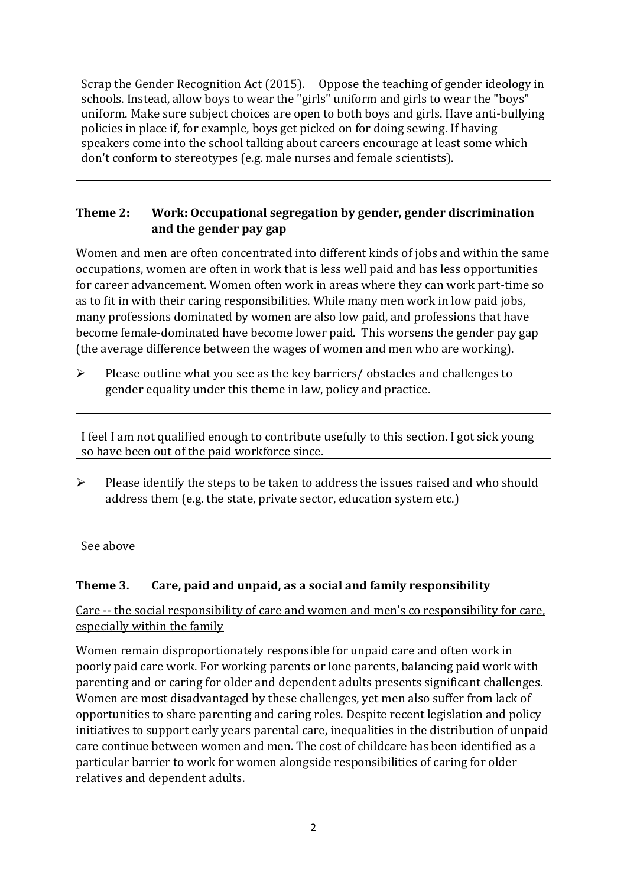Scrap the Gender Recognition Act (2015). Oppose the teaching of gender ideology in schools. Instead, allow boys to wear the "girls" uniform and girls to wear the "boys" uniform. Make sure subject choices are open to both boys and girls. Have anti-bullying policies in place if, for example, boys get picked on for doing sewing. If having speakers come into the school talking about careers encourage at least some which don't conform to stereotypes (e.g. male nurses and female scientists).

### Theme 2: Work: Occupational segregation by gender, gender discrimination and the gender pay gap

Women and men are often concentrated into different kinds of jobs and within the same occupations, women are often in work that is less well paid and has less opportunities for career advancement. Women often work in areas where they can work part-time so as to fit in with their caring responsibilities. While many men work in low paid jobs, many professions dominated by women are also low paid, and professions that have become female-dominated have become lower paid. This worsens the gender pay gap (the average difference between the wages of women and men who are working).

- Please outline what you see as the key barriers/ obstacles and challenges to gender equality under this theme in law, policy and practice.

I feel I am not qualified enough to contribute usefully to this section. I got sick young so have been out of the paid workforce since.

- Please identify the steps to be taken to address the issues raised and who should address them (e.g. the state, private sector, education system etc.)

See above

### Theme 3. Care, paid and unpaid, as a social and family responsibility

Care -- the social responsibility of care and women and men's co responsibility for care, especially within the family

Women remain disproportionately responsible for unpaid care and often work in poorly paid care work. For working parents or lone parents, balancing paid work with parenting and or caring for older and dependent adults presents significant challenges. Women are most disadvantaged by these challenges, yet men also suffer from lack of opportunities to share parenting and caring roles. Despite recent legislation and policy initiatives to support early years parental care, inequalities in the distribution of unpaid care continue between women and men. The cost of childcare has been identified as a particular barrier to work for women alongside responsibilities of caring for older relatives and dependent adults.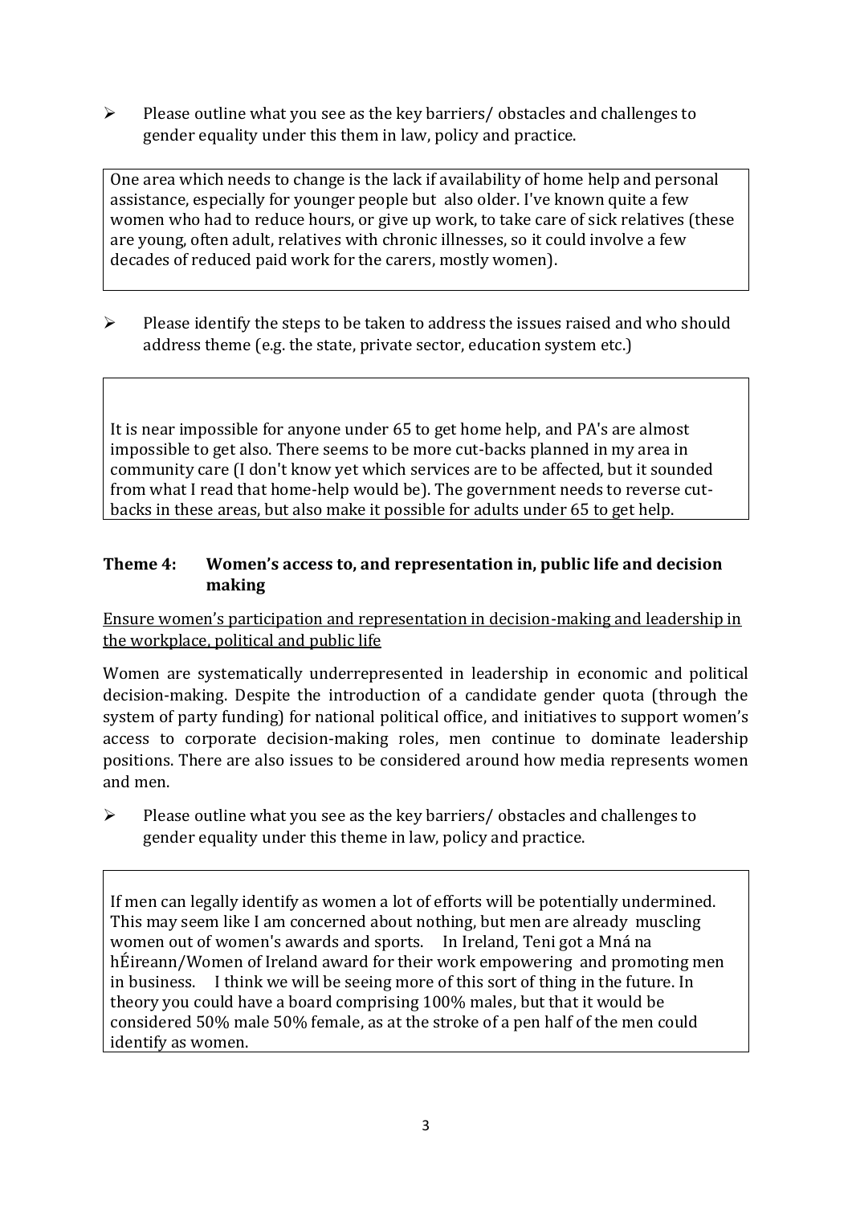- Please outline what you see as the key barriers/ obstacles and challenges to gender equality under this them in law, policy and practice.

> One area which needs to change is the lack if availability of home help and personal assistance, especially for younger people but also older. I've known quite a few women who had to reduce hours, or give up work, to take care of sick relatives (these are young, often adult, relatives with chronic illnesses, so it could involve a few decades of reduced paid work for the carers, mostly women).

- Please identify the steps to be taken to address the issues raised and who should address theme (e.g. the state, private sector, education system etc.)

> It is near impossible for anyone under 65 to get home help, and PA's are almost impossible to get also. There seems to be more cut-backs planned in my area in community care (I don't know yet which services are to be affected, but it sounded from what I read that home-help would be). The government needs to reverse cut-backs in these areas, but also make it possible for adults under 65 to get help.

### Theme 4: Women's access to, and representation in, public life and decision making

Ensure women's participation and representation in decision-making and leadership in the workplace, political and public life

Women are systematically underrepresented in leadership in economic and political decision-making. Despite the introduction of a candidate gender quota (through the system of party funding) for national political office, and initiatives to support women's access to corporate decision-making roles, men continue to dominate leadership positions. There are also issues to be considered around how media represents women and men.

- Please outline what you see as the key barriers/ obstacles and challenges to gender equality under this theme in law, policy and practice.

> If men can legally identify as women a lot of efforts will be potentially undermined. This may seem like I am concerned about nothing, but men are already muscling women out of women's awards and sports. In Ireland, Teni got a Mná na hÉireann/Women of Ireland award for their work empowering and promoting men in business. I think we will be seeing more of this sort of thing in the future. In theory you could have a board comprising 100% males, but that it would be considered 50% male 50% female, as at the stroke of a pen half of the men could identify as women.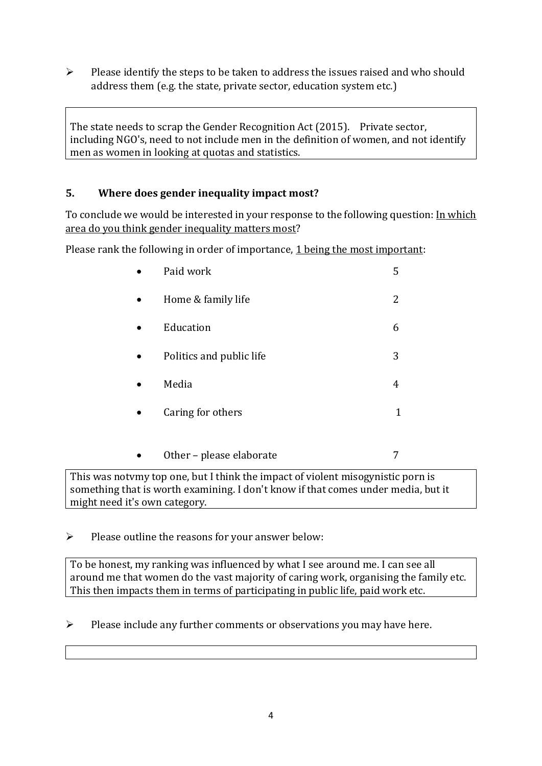- Please identify the steps to be taken to address the issues raised and who should address them (e.g. the state, private sector, education system etc.)

The state needs to scrap the Gender Recognition Act (2015). Private sector, including NGO's, need to not include men in the definition of women, and not identify men as women in looking at quotas and statistics.

## 5. Where does gender inequality impact most?

To conclude we would be interested in your response to the following question: In which area do you think gender inequality matters most?

Please rank the following in order of importance, 1 being the most important:

| | |
|---|---|
| • Paid work | 5 |
| • Home & family life | 2 |
| • Education | 6 |
| • Politics and public life | 3 |
| • Media | 4 |
| • Caring for others | 1 |
| • Other – please elaborate | 7 |

This was notvmy top one, but I think the impact of violent misogynistic porn is something that is worth examining. I don't know if that comes under media, but it might need it's own category.

- Please outline the reasons for your answer below:

To be honest, my ranking was influenced by what I see around me. I can see all around me that women do the vast majority of caring work, organising the family etc. This then impacts them in terms of participating in public life, paid work etc.

- Please include any further comments or observations you may have here.